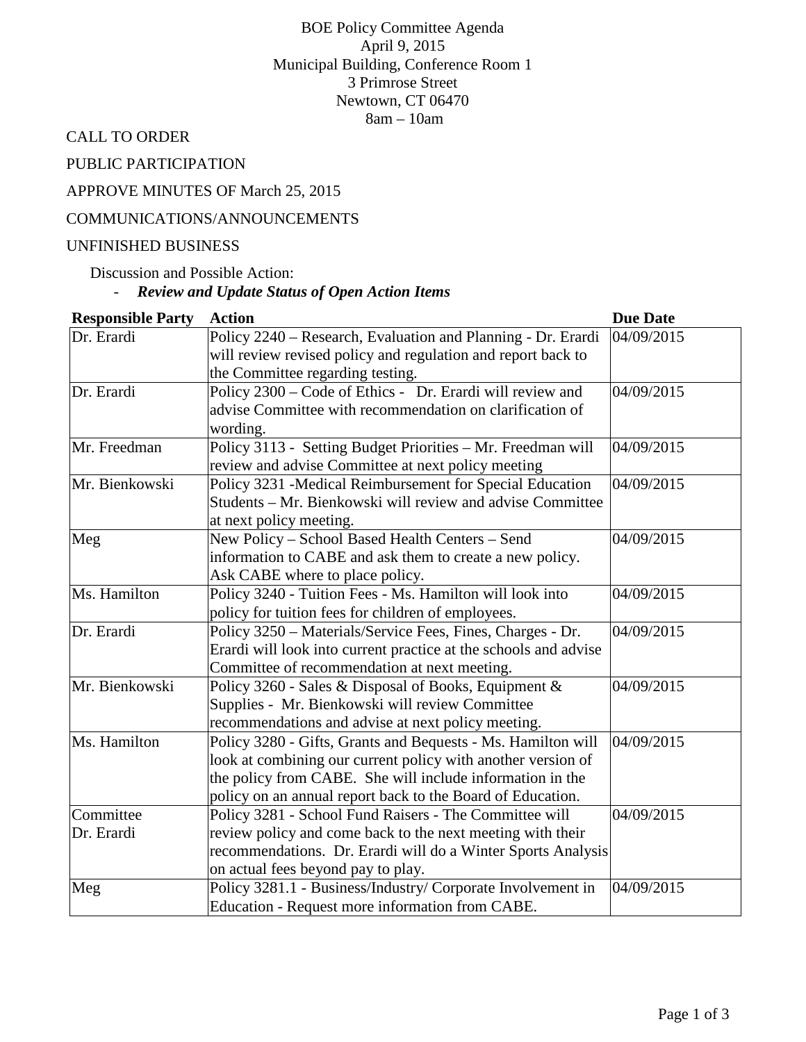BOE Policy Committee Agenda
April 9, 2015
Municipal Building, Conference Room 1
3 Primrose Street
Newtown, CT 06470
8am – 10am

CALL TO ORDER

PUBLIC PARTICIPATION

APPROVE MINUTES OF March 25, 2015

COMMUNICATIONS/ANNOUNCEMENTS

UNFINISHED BUSINESS

Discussion and Possible Action:

- ***Review and Update Status of Open Action Items***

| **Responsible Party** | **Action** | **Due Date** |
|---|---|---|
| Dr. Erardi | Policy 2240 – Research, Evaluation and Planning - Dr. Erardi will review revised policy and regulation and report back to the Committee regarding testing. | 04/09/2015 |
| Dr. Erardi | Policy 2300 – Code of Ethics - Dr. Erardi will review and advise Committee with recommendation on clarification of wording. | 04/09/2015 |
| Mr. Freedman | Policy 3113 - Setting Budget Priorities – Mr. Freedman will review and advise Committee at next policy meeting | 04/09/2015 |
| Mr. Bienkowski | Policy 3231 -Medical Reimbursement for Special Education Students – Mr. Bienkowski will review and advise Committee at next policy meeting. | 04/09/2015 |
| Meg | New Policy – School Based Health Centers – Send information to CABE and ask them to create a new policy. Ask CABE where to place policy. | 04/09/2015 |
| Ms. Hamilton | Policy 3240 - Tuition Fees - Ms. Hamilton will look into policy for tuition fees for children of employees. | 04/09/2015 |
| Dr. Erardi | Policy 3250 – Materials/Service Fees, Fines, Charges - Dr. Erardi will look into current practice at the schools and advise Committee of recommendation at next meeting. | 04/09/2015 |
| Mr. Bienkowski | Policy 3260 - Sales & Disposal of Books, Equipment & Supplies - Mr. Bienkowski will review Committee recommendations and advise at next policy meeting. | 04/09/2015 |
| Ms. Hamilton | Policy 3280 - Gifts, Grants and Bequests - Ms. Hamilton will look at combining our current policy with another version of the policy from CABE. She will include information in the policy on an annual report back to the Board of Education. | 04/09/2015 |
| Committee<br>Dr. Erardi | Policy 3281 - School Fund Raisers - The Committee will review policy and come back to the next meeting with their recommendations. Dr. Erardi will do a Winter Sports Analysis on actual fees beyond pay to play. | 04/09/2015 |
| Meg | Policy 3281.1 - Business/Industry/ Corporate Involvement in Education - Request more information from CABE. | 04/09/2015 |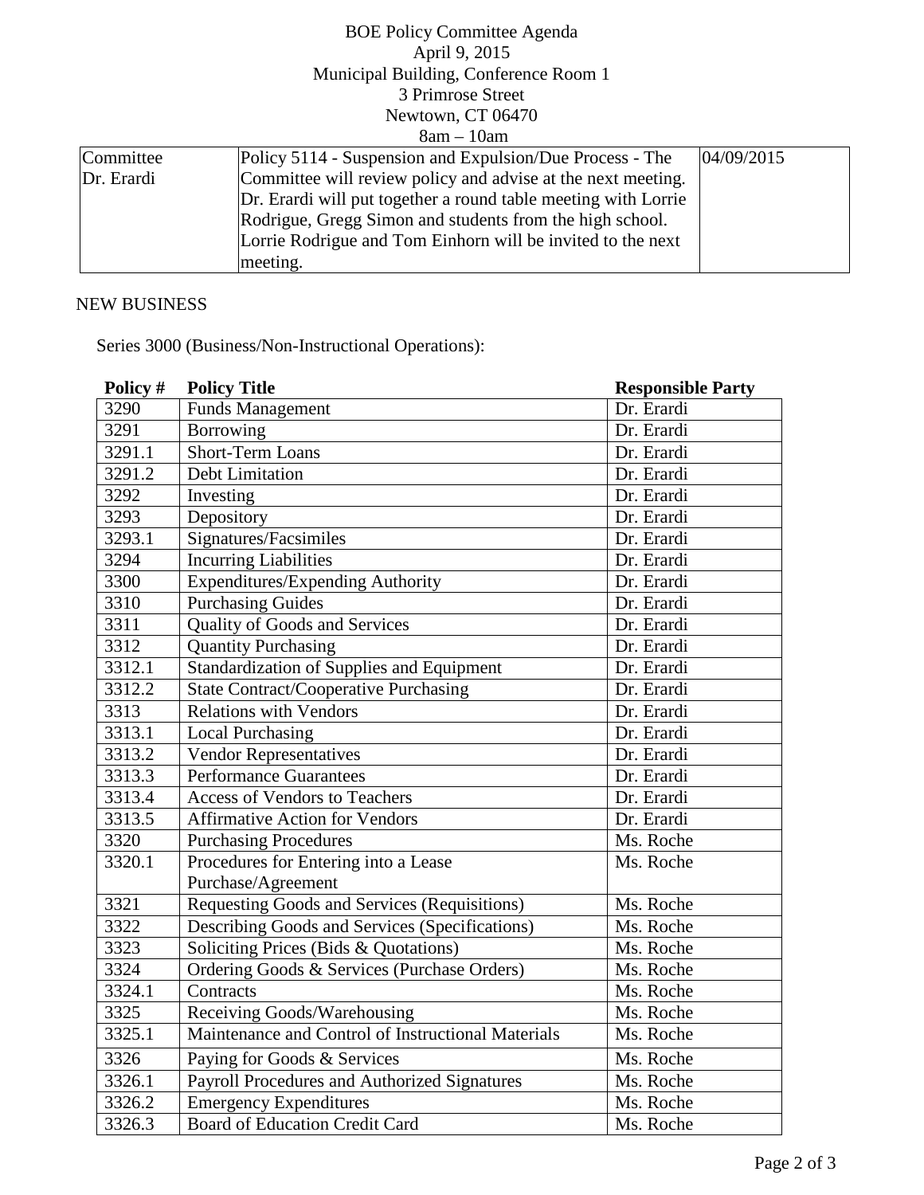BOE Policy Committee Agenda
April 9, 2015
Municipal Building, Conference Room 1
3 Primrose Street
Newtown, CT 06470
8am – 10am

| | | |
|---|---|---|
| Committee<br>Dr. Erardi | Policy 5114 - Suspension and Expulsion/Due Process - The Committee will review policy and advise at the next meeting. Dr. Erardi will put together a round table meeting with Lorrie Rodrigue, Gregg Simon and students from the high school. Lorrie Rodrigue and Tom Einhorn will be invited to the next meeting. | 04/09/2015 |

NEW BUSINESS

Series 3000 (Business/Non-Instructional Operations):

| Policy # | Policy Title | Responsible Party |
|---|---|---|
| 3290 | Funds Management | Dr. Erardi |
| 3291 | Borrowing | Dr. Erardi |
| 3291.1 | Short-Term Loans | Dr. Erardi |
| 3291.2 | Debt Limitation | Dr. Erardi |
| 3292 | Investing | Dr. Erardi |
| 3293 | Depository | Dr. Erardi |
| 3293.1 | Signatures/Facsimiles | Dr. Erardi |
| 3294 | Incurring Liabilities | Dr. Erardi |
| 3300 | Expenditures/Expending Authority | Dr. Erardi |
| 3310 | Purchasing Guides | Dr. Erardi |
| 3311 | Quality of Goods and Services | Dr. Erardi |
| 3312 | Quantity Purchasing | Dr. Erardi |
| 3312.1 | Standardization of Supplies and Equipment | Dr. Erardi |
| 3312.2 | State Contract/Cooperative Purchasing | Dr. Erardi |
| 3313 | Relations with Vendors | Dr. Erardi |
| 3313.1 | Local Purchasing | Dr. Erardi |
| 3313.2 | Vendor Representatives | Dr. Erardi |
| 3313.3 | Performance Guarantees | Dr. Erardi |
| 3313.4 | Access of Vendors to Teachers | Dr. Erardi |
| 3313.5 | Affirmative Action for Vendors | Dr. Erardi |
| 3320 | Purchasing Procedures | Ms. Roche |
| 3320.1 | Procedures for Entering into a Lease Purchase/Agreement | Ms. Roche |
| 3321 | Requesting Goods and Services (Requisitions) | Ms. Roche |
| 3322 | Describing Goods and Services (Specifications) | Ms. Roche |
| 3323 | Soliciting Prices (Bids & Quotations) | Ms. Roche |
| 3324 | Ordering Goods & Services (Purchase Orders) | Ms. Roche |
| 3324.1 | Contracts | Ms. Roche |
| 3325 | Receiving Goods/Warehousing | Ms. Roche |
| 3325.1 | Maintenance and Control of Instructional Materials | Ms. Roche |
| 3326 | Paying for Goods & Services | Ms. Roche |
| 3326.1 | Payroll Procedures and Authorized Signatures | Ms. Roche |
| 3326.2 | Emergency Expenditures | Ms. Roche |
| 3326.3 | Board of Education Credit Card | Ms. Roche |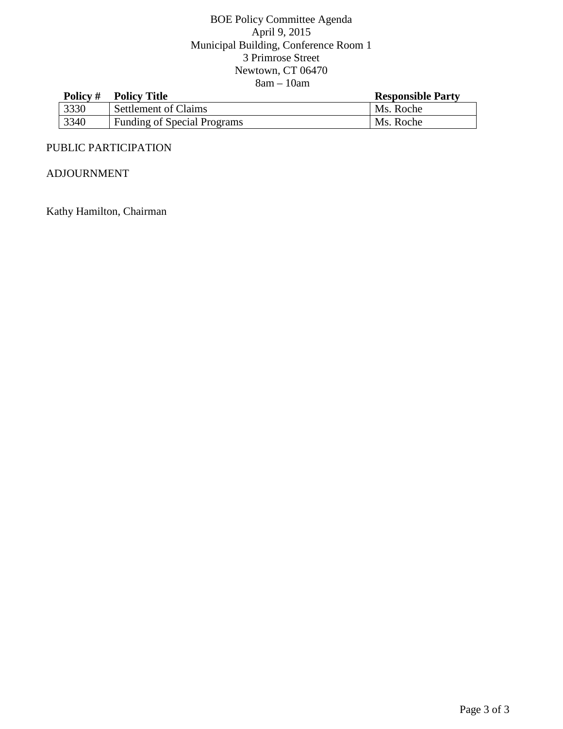BOE Policy Committee Agenda
April 9, 2015
Municipal Building, Conference Room 1
3 Primrose Street
Newtown, CT 06470
8am – 10am

| Policy # | Policy Title | Responsible Party |
| --- | --- | --- |
| 3330 | Settlement of Claims | Ms. Roche |
| 3340 | Funding of Special Programs | Ms. Roche |

PUBLIC PARTICIPATION

ADJOURNMENT

Kathy Hamilton, Chairman